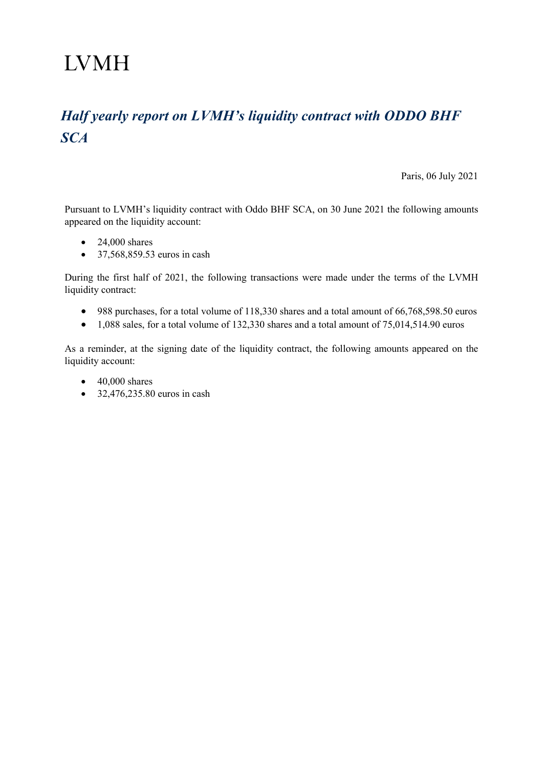LVMH

## *Half yearly report on LVMH's liquidity contract with ODDO BHF SCA*

Paris, 06 July 2021

Pursuant to LVMH's liquidity contract with Oddo BHF SCA, on 30 June 2021 the following amounts appeared on the liquidity account:

- 24,000 shares
- 37,568,859.53 euros in cash

During the first half of 2021, the following transactions were made under the terms of the LVMH liquidity contract:

- 988 purchases, for a total volume of 118,330 shares and a total amount of 66,768,598.50 euros
- 1,088 sales, for a total volume of 132,330 shares and a total amount of 75,014,514.90 euros

As a reminder, at the signing date of the liquidity contract, the following amounts appeared on the liquidity account:

- 40,000 shares
- 32,476,235.80 euros in cash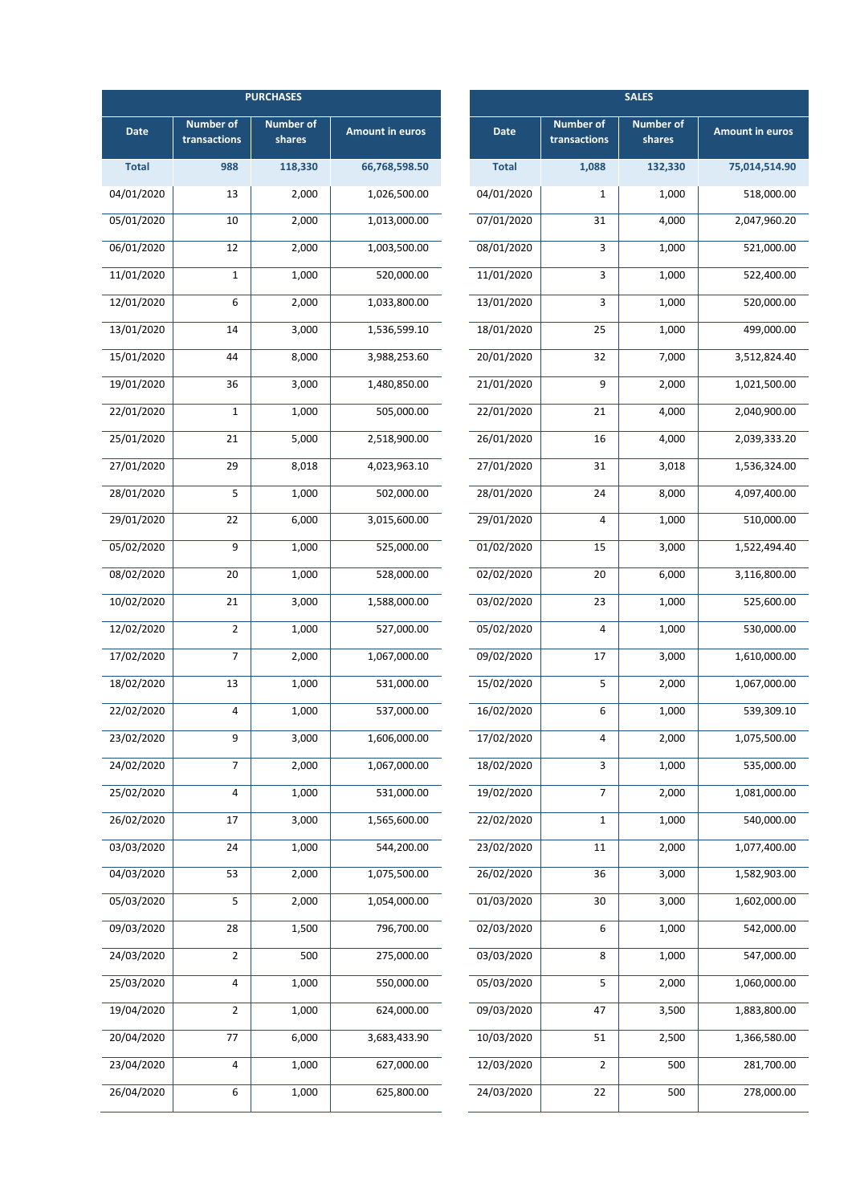| PURCHASES | | | | SALES | | | |
|---|---|---|---|---|---|---|---|
| Date | Number of transactions | Number of shares | Amount in euros | Date | Number of transactions | Number of shares | Amount in euros |
| **Total** | **988** | **118,330** | **66,768,598.50** | **Total** | **1,088** | **132,330** | **75,014,514.90** |
| 04/01/2020 | 13 | 2,000 | 1,026,500.00 | 04/01/2020 | 1 | 1,000 | 518,000.00 |
| 05/01/2020 | 10 | 2,000 | 1,013,000.00 | 07/01/2020 | 31 | 4,000 | 2,047,960.20 |
| 06/01/2020 | 12 | 2,000 | 1,003,500.00 | 08/01/2020 | 3 | 1,000 | 521,000.00 |
| 11/01/2020 | 1 | 1,000 | 520,000.00 | 11/01/2020 | 3 | 1,000 | 522,400.00 |
| 12/01/2020 | 6 | 2,000 | 1,033,800.00 | 13/01/2020 | 3 | 1,000 | 520,000.00 |
| 13/01/2020 | 14 | 3,000 | 1,536,599.10 | 18/01/2020 | 25 | 1,000 | 499,000.00 |
| 15/01/2020 | 44 | 8,000 | 3,988,253.60 | 20/01/2020 | 32 | 7,000 | 3,512,824.40 |
| 19/01/2020 | 36 | 3,000 | 1,480,850.00 | 21/01/2020 | 9 | 2,000 | 1,021,500.00 |
| 22/01/2020 | 1 | 1,000 | 505,000.00 | 22/01/2020 | 21 | 4,000 | 2,040,900.00 |
| 25/01/2020 | 21 | 5,000 | 2,518,900.00 | 26/01/2020 | 16 | 4,000 | 2,039,333.20 |
| 27/01/2020 | 29 | 8,018 | 4,023,963.10 | 27/01/2020 | 31 | 3,018 | 1,536,324.00 |
| 28/01/2020 | 5 | 1,000 | 502,000.00 | 28/01/2020 | 24 | 8,000 | 4,097,400.00 |
| 29/01/2020 | 22 | 6,000 | 3,015,600.00 | 29/01/2020 | 4 | 1,000 | 510,000.00 |
| 05/02/2020 | 9 | 1,000 | 525,000.00 | 01/02/2020 | 15 | 3,000 | 1,522,494.40 |
| 08/02/2020 | 20 | 1,000 | 528,000.00 | 02/02/2020 | 20 | 6,000 | 3,116,800.00 |
| 10/02/2020 | 21 | 3,000 | 1,588,000.00 | 03/02/2020 | 23 | 1,000 | 525,600.00 |
| 12/02/2020 | 2 | 1,000 | 527,000.00 | 05/02/2020 | 4 | 1,000 | 530,000.00 |
| 17/02/2020 | 7 | 2,000 | 1,067,000.00 | 09/02/2020 | 17 | 3,000 | 1,610,000.00 |
| 18/02/2020 | 13 | 1,000 | 531,000.00 | 15/02/2020 | 5 | 2,000 | 1,067,000.00 |
| 22/02/2020 | 4 | 1,000 | 537,000.00 | 16/02/2020 | 6 | 1,000 | 539,309.10 |
| 23/02/2020 | 9 | 3,000 | 1,606,000.00 | 17/02/2020 | 4 | 2,000 | 1,075,500.00 |
| 24/02/2020 | 7 | 2,000 | 1,067,000.00 | 18/02/2020 | 3 | 1,000 | 535,000.00 |
| 25/02/2020 | 4 | 1,000 | 531,000.00 | 19/02/2020 | 7 | 2,000 | 1,081,000.00 |
| 26/02/2020 | 17 | 3,000 | 1,565,600.00 | 22/02/2020 | 1 | 1,000 | 540,000.00 |
| 03/03/2020 | 24 | 1,000 | 544,200.00 | 23/02/2020 | 11 | 2,000 | 1,077,400.00 |
| 04/03/2020 | 53 | 2,000 | 1,075,500.00 | 26/02/2020 | 36 | 3,000 | 1,582,903.00 |
| 05/03/2020 | 5 | 2,000 | 1,054,000.00 | 01/03/2020 | 30 | 3,000 | 1,602,000.00 |
| 09/03/2020 | 28 | 1,500 | 796,700.00 | 02/03/2020 | 6 | 1,000 | 542,000.00 |
| 24/03/2020 | 2 | 500 | 275,000.00 | 03/03/2020 | 8 | 1,000 | 547,000.00 |
| 25/03/2020 | 4 | 1,000 | 550,000.00 | 05/03/2020 | 5 | 2,000 | 1,060,000.00 |
| 19/04/2020 | 2 | 1,000 | 624,000.00 | 09/03/2020 | 47 | 3,500 | 1,883,800.00 |
| 20/04/2020 | 77 | 6,000 | 3,683,433.90 | 10/03/2020 | 51 | 2,500 | 1,366,580.00 |
| 23/04/2020 | 4 | 1,000 | 627,000.00 | 12/03/2020 | 2 | 500 | 281,700.00 |
| 26/04/2020 | 6 | 1,000 | 625,800.00 | 24/03/2020 | 22 | 500 | 278,000.00 |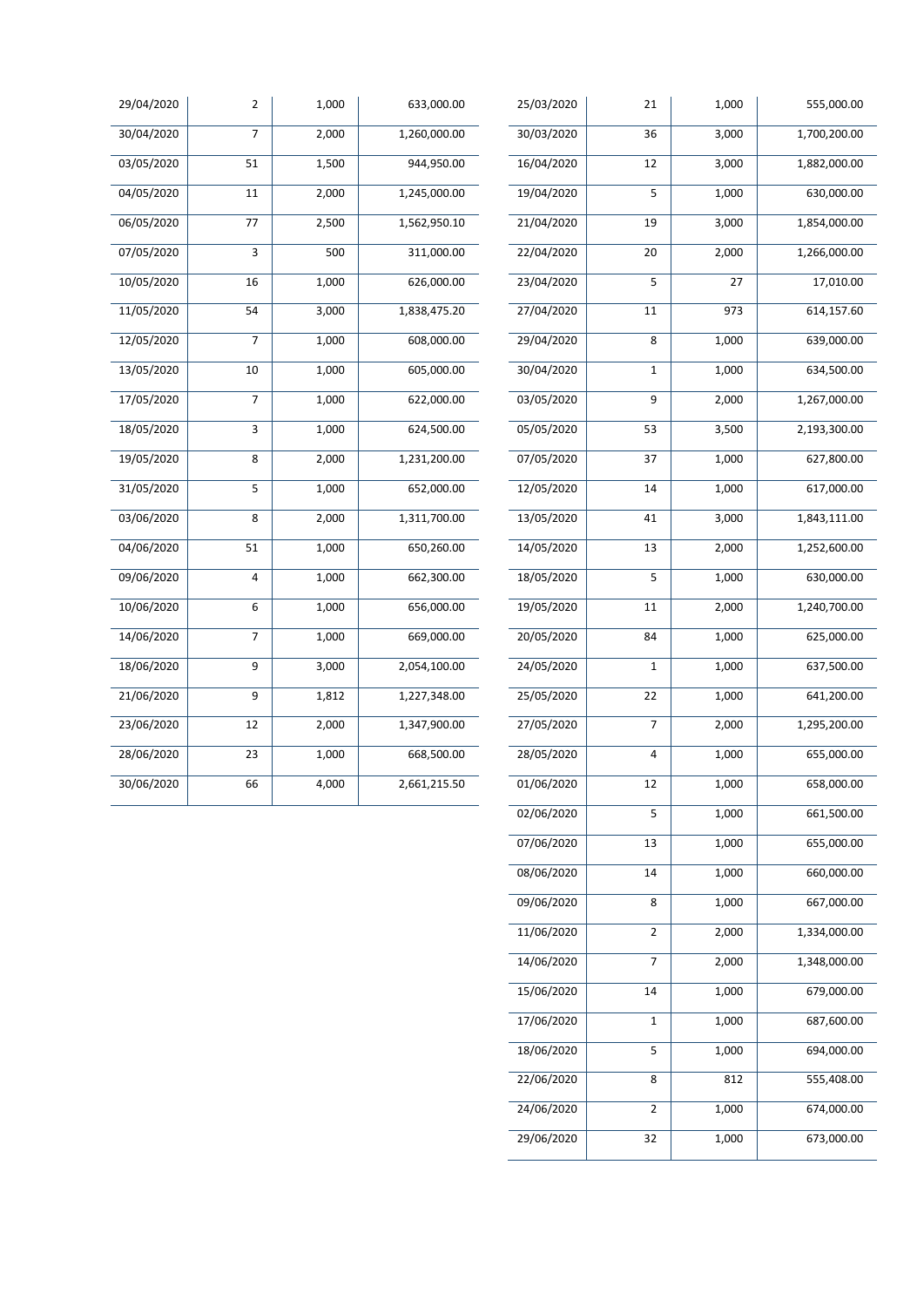| | | | |
|---|---|---|---|
| 29/04/2020 | 2 | 1,000 | 633,000.00 |
| 30/04/2020 | 7 | 2,000 | 1,260,000.00 |
| 03/05/2020 | 51 | 1,500 | 944,950.00 |
| 04/05/2020 | 11 | 2,000 | 1,245,000.00 |
| 06/05/2020 | 77 | 2,500 | 1,562,950.10 |
| 07/05/2020 | 3 | 500 | 311,000.00 |
| 10/05/2020 | 16 | 1,000 | 626,000.00 |
| 11/05/2020 | 54 | 3,000 | 1,838,475.20 |
| 12/05/2020 | 7 | 1,000 | 608,000.00 |
| 13/05/2020 | 10 | 1,000 | 605,000.00 |
| 17/05/2020 | 7 | 1,000 | 622,000.00 |
| 18/05/2020 | 3 | 1,000 | 624,500.00 |
| 19/05/2020 | 8 | 2,000 | 1,231,200.00 |
| 31/05/2020 | 5 | 1,000 | 652,000.00 |
| 03/06/2020 | 8 | 2,000 | 1,311,700.00 |
| 04/06/2020 | 51 | 1,000 | 650,260.00 |
| 09/06/2020 | 4 | 1,000 | 662,300.00 |
| 10/06/2020 | 6 | 1,000 | 656,000.00 |
| 14/06/2020 | 7 | 1,000 | 669,000.00 |
| 18/06/2020 | 9 | 3,000 | 2,054,100.00 |
| 21/06/2020 | 9 | 1,812 | 1,227,348.00 |
| 23/06/2020 | 12 | 2,000 | 1,347,900.00 |
| 28/06/2020 | 23 | 1,000 | 668,500.00 |
| 30/06/2020 | 66 | 4,000 | 2,661,215.50 |

| | | | |
|---|---|---|---|
| 25/03/2020 | 21 | 1,000 | 555,000.00 |
| 30/03/2020 | 36 | 3,000 | 1,700,200.00 |
| 16/04/2020 | 12 | 3,000 | 1,882,000.00 |
| 19/04/2020 | 5 | 1,000 | 630,000.00 |
| 21/04/2020 | 19 | 3,000 | 1,854,000.00 |
| 22/04/2020 | 20 | 2,000 | 1,266,000.00 |
| 23/04/2020 | 5 | 27 | 17,010.00 |
| 27/04/2020 | 11 | 973 | 614,157.60 |
| 29/04/2020 | 8 | 1,000 | 639,000.00 |
| 30/04/2020 | 1 | 1,000 | 634,500.00 |
| 03/05/2020 | 9 | 2,000 | 1,267,000.00 |
| 05/05/2020 | 53 | 3,500 | 2,193,300.00 |
| 07/05/2020 | 37 | 1,000 | 627,800.00 |
| 12/05/2020 | 14 | 1,000 | 617,000.00 |
| 13/05/2020 | 41 | 3,000 | 1,843,111.00 |
| 14/05/2020 | 13 | 2,000 | 1,252,600.00 |
| 18/05/2020 | 5 | 1,000 | 630,000.00 |
| 19/05/2020 | 11 | 2,000 | 1,240,700.00 |
| 20/05/2020 | 84 | 1,000 | 625,000.00 |
| 24/05/2020 | 1 | 1,000 | 637,500.00 |
| 25/05/2020 | 22 | 1,000 | 641,200.00 |
| 27/05/2020 | 7 | 2,000 | 1,295,200.00 |
| 28/05/2020 | 4 | 1,000 | 655,000.00 |
| 01/06/2020 | 12 | 1,000 | 658,000.00 |
| 02/06/2020 | 5 | 1,000 | 661,500.00 |
| 07/06/2020 | 13 | 1,000 | 655,000.00 |
| 08/06/2020 | 14 | 1,000 | 660,000.00 |
| 09/06/2020 | 8 | 1,000 | 667,000.00 |
| 11/06/2020 | 2 | 2,000 | 1,334,000.00 |
| 14/06/2020 | 7 | 2,000 | 1,348,000.00 |
| 15/06/2020 | 14 | 1,000 | 679,000.00 |
| 17/06/2020 | 1 | 1,000 | 687,600.00 |
| 18/06/2020 | 5 | 1,000 | 694,000.00 |
| 22/06/2020 | 8 | 812 | 555,408.00 |
| 24/06/2020 | 2 | 1,000 | 674,000.00 |
| 29/06/2020 | 32 | 1,000 | 673,000.00 |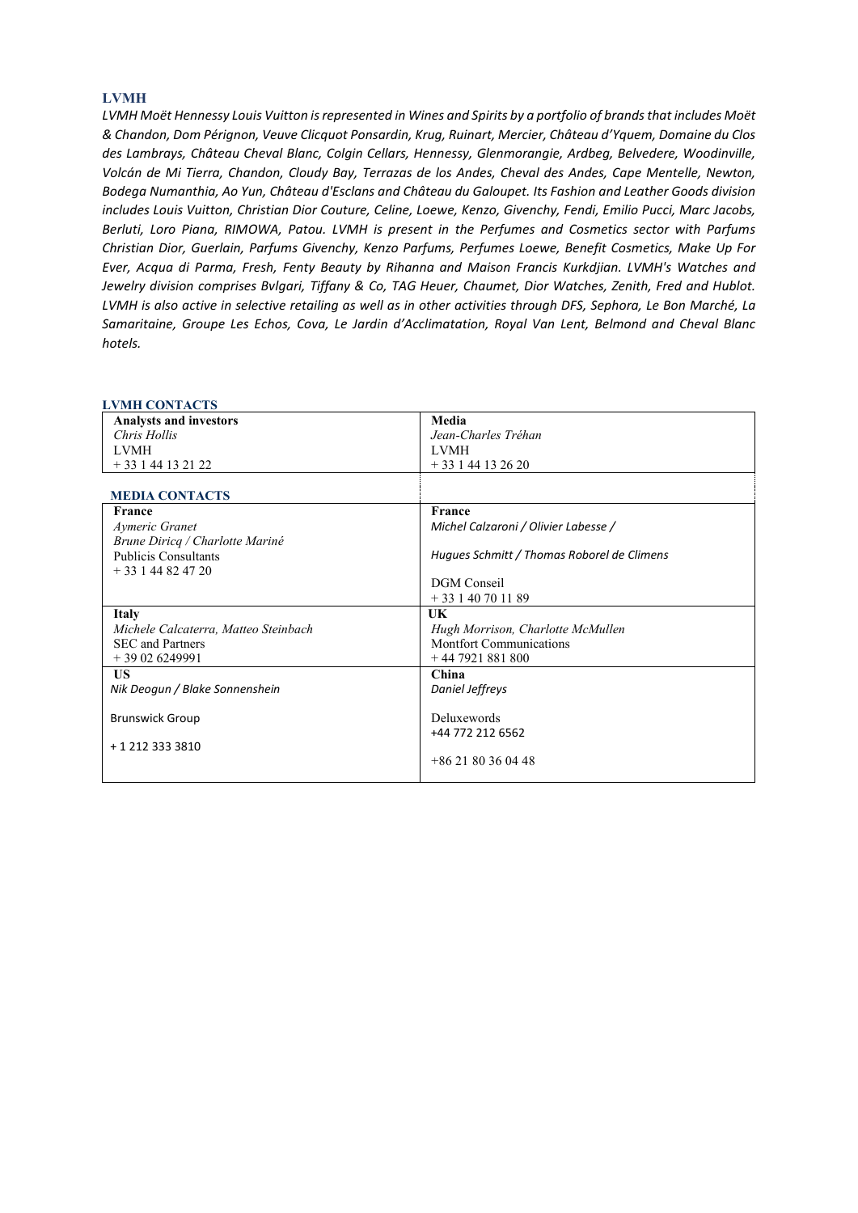## LVMH

*LVMH Moët Hennessy Louis Vuitton is represented in Wines and Spirits by a portfolio of brands that includes Moët & Chandon, Dom Pérignon, Veuve Clicquot Ponsardin, Krug, Ruinart, Mercier, Château d'Yquem, Domaine du Clos des Lambrays, Château Cheval Blanc, Colgin Cellars, Hennessy, Glenmorangie, Ardbeg, Belvedere, Woodinville, Volcán de Mi Tierra, Chandon, Cloudy Bay, Terrazas de los Andes, Cheval des Andes, Cape Mentelle, Newton, Bodega Numanthia, Ao Yun, Château d'Esclans and Château du Galoupet. Its Fashion and Leather Goods division includes Louis Vuitton, Christian Dior Couture, Celine, Loewe, Kenzo, Givenchy, Fendi, Emilio Pucci, Marc Jacobs, Berluti, Loro Piana, RIMOWA, Patou. LVMH is present in the Perfumes and Cosmetics sector with Parfums Christian Dior, Guerlain, Parfums Givenchy, Kenzo Parfums, Perfumes Loewe, Benefit Cosmetics, Make Up For Ever, Acqua di Parma, Fresh, Fenty Beauty by Rihanna and Maison Francis Kurkdjian. LVMH's Watches and Jewelry division comprises Bvlgari, Tiffany & Co, TAG Heuer, Chaumet, Dior Watches, Zenith, Fred and Hublot. LVMH is also active in selective retailing as well as in other activities through DFS, Sephora, Le Bon Marché, La Samaritaine, Groupe Les Echos, Cova, Le Jardin d'Acclimatation, Royal Van Lent, Belmond and Cheval Blanc hotels.*

### LVMH CONTACTS

| Analysts and investors | Media |
|---|---|
| *Chris Hollis*<br>LVMH<br>+ 33 1 44 13 21 22 | *Jean-Charles Tréhan*<br>LVMH<br>+ 33 1 44 13 26 20 |

### MEDIA CONTACTS

| France | France |
|---|---|
| *Aymeric Granet*<br>*Brune Diricq / Charlotte Mariné*<br>Publicis Consultants<br>+ 33 1 44 82 47 20 | *Michel Calzaroni / Olivier Labesse /*<br>*Hugues Schmitt / Thomas Roborel de Climens*<br>DGM Conseil<br>+ 33 1 40 70 11 89 |
| **Italy**<br>*Michele Calcaterra, Matteo Steinbach*<br>SEC and Partners<br>+ 39 02 6249991 | **UK**<br>*Hugh Morrison, Charlotte McMullen*<br>Montfort Communications<br>+ 44 7921 881 800 |
| **US**<br>*Nik Deogun / Blake Sonnenshein*<br>Brunswick Group<br>+ 1 212 333 3810 | **China**<br>*Daniel Jeffreys*<br>Deluxewords<br>+44 772 212 6562<br>+86 21 80 36 04 48 |